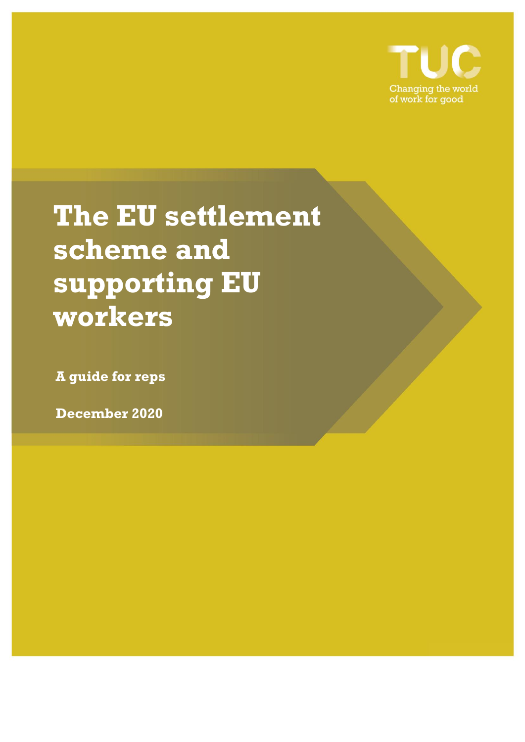TUC

Changing the world of work for good

# The EU settlement scheme and supporting EU workers

**A guide for reps**

**December 2020**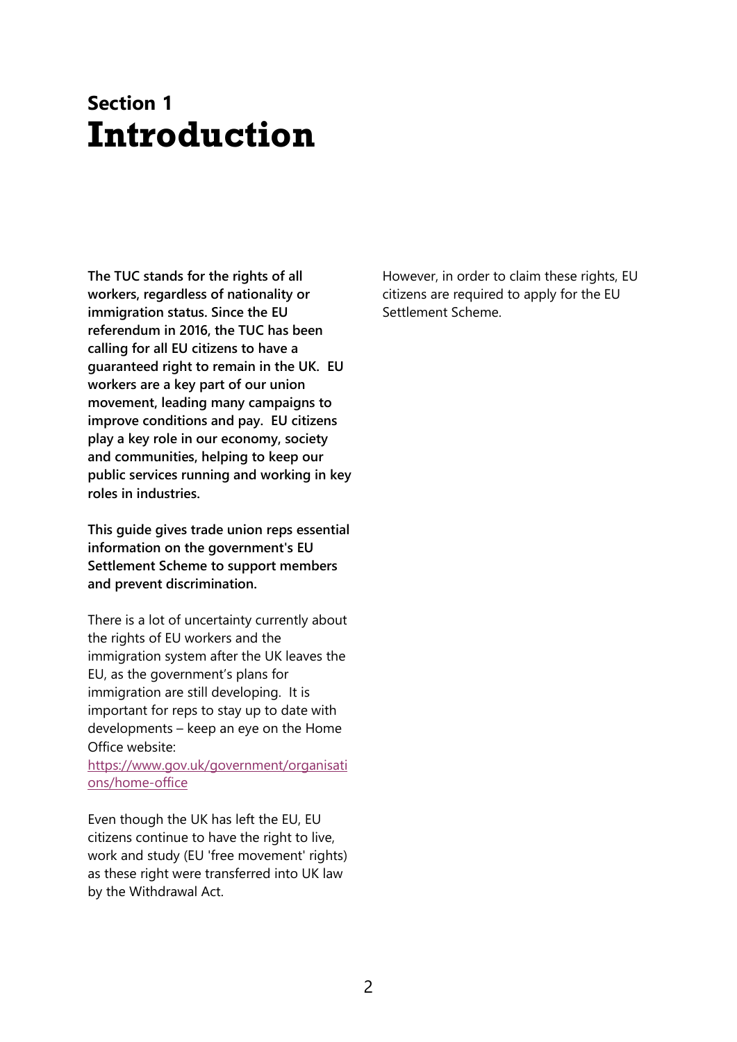## Section 1

# Introduction

**The TUC stands for the rights of all workers, regardless of nationality or immigration status. Since the EU referendum in 2016, the TUC has been calling for all EU citizens to have a guaranteed right to remain in the UK. EU workers are a key part of our union movement, leading many campaigns to improve conditions and pay. EU citizens play a key role in our economy, society and communities, helping to keep our public services running and working in key roles in industries.**

**This guide gives trade union reps essential information on the government's EU Settlement Scheme to support members and prevent discrimination.**

There is a lot of uncertainty currently about the rights of EU workers and the immigration system after the UK leaves the EU, as the government's plans for immigration are still developing. It is important for reps to stay up to date with developments – keep an eye on the Home Office website: https://www.gov.uk/government/organisations/home-office

Even though the UK has left the EU, EU citizens continue to have the right to live, work and study (EU 'free movement' rights) as these right were transferred into UK law by the Withdrawal Act.

However, in order to claim these rights, EU citizens are required to apply for the EU Settlement Scheme.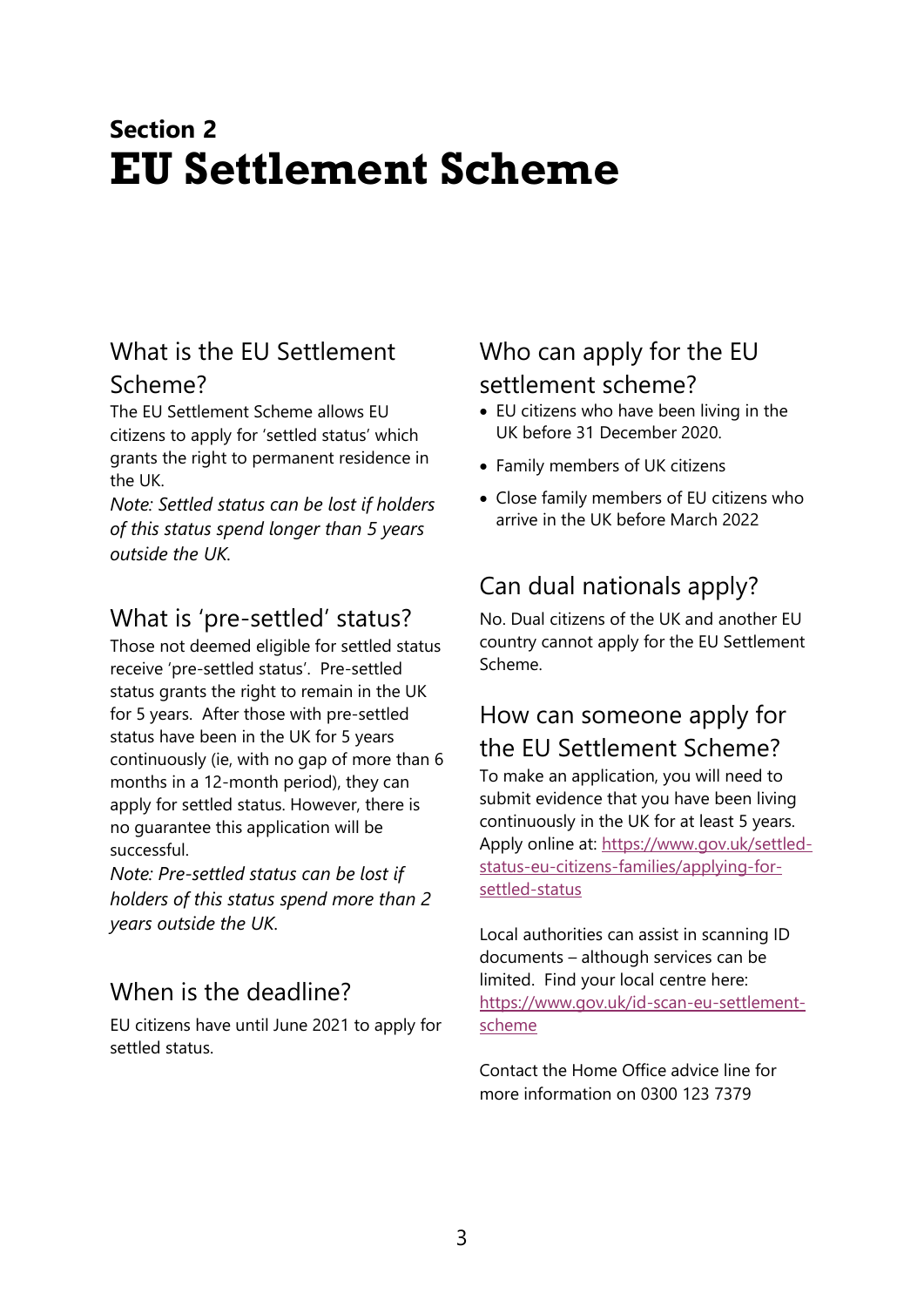**Section 2**

# EU Settlement Scheme

## What is the EU Settlement Scheme?

The EU Settlement Scheme allows EU citizens to apply for 'settled status' which grants the right to permanent residence in the UK.

*Note: Settled status can be lost if holders of this status spend longer than 5 years outside the UK.*

## What is 'pre-settled' status?

Those not deemed eligible for settled status receive 'pre-settled status'. Pre-settled status grants the right to remain in the UK for 5 years. After those with pre-settled status have been in the UK for 5 years continuously (ie, with no gap of more than 6 months in a 12-month period), they can apply for settled status. However, there is no guarantee this application will be successful.

*Note: Pre-settled status can be lost if holders of this status spend more than 2 years outside the UK.*

## When is the deadline?

EU citizens have until June 2021 to apply for settled status.

## Who can apply for the EU settlement scheme?

- EU citizens who have been living in the UK before 31 December 2020.
- Family members of UK citizens
- Close family members of EU citizens who arrive in the UK before March 2022

## Can dual nationals apply?

No. Dual citizens of the UK and another EU country cannot apply for the EU Settlement Scheme.

## How can someone apply for the EU Settlement Scheme?

To make an application, you will need to submit evidence that you have been living continuously in the UK for at least 5 years. Apply online at: https://www.gov.uk/settled-status-eu-citizens-families/applying-for-settled-status

Local authorities can assist in scanning ID documents – although services can be limited. Find your local centre here: https://www.gov.uk/id-scan-eu-settlement-scheme

Contact the Home Office advice line for more information on 0300 123 7379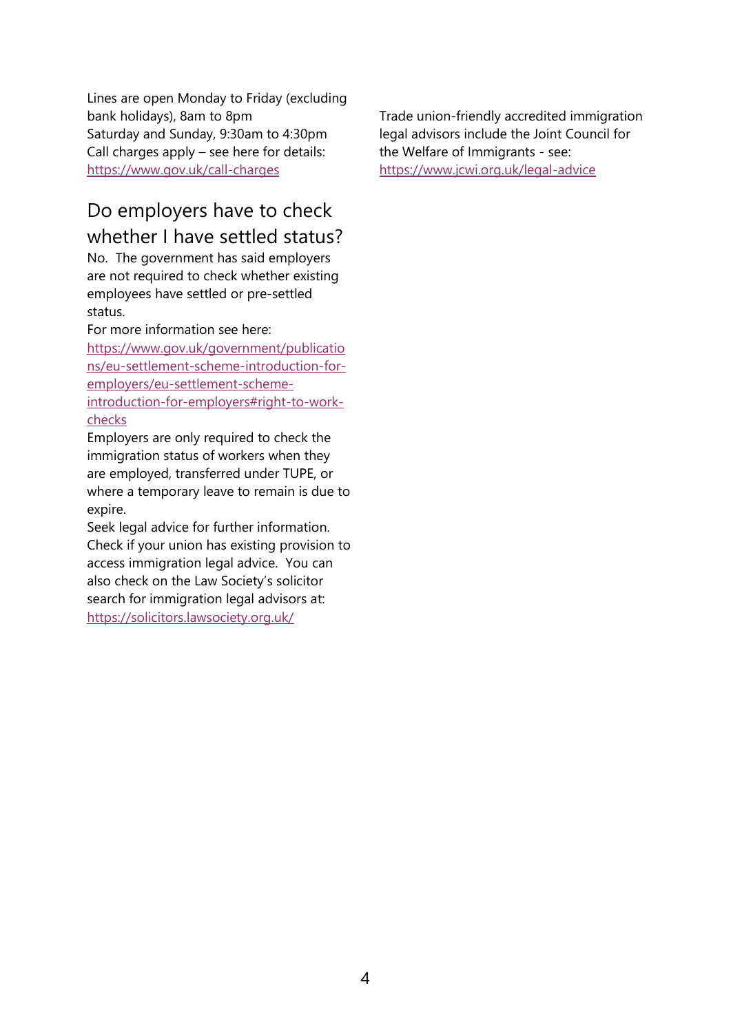Lines are open Monday to Friday (excluding bank holidays), 8am to 8pm
Saturday and Sunday, 9:30am to 4:30pm
Call charges apply – see here for details: https://www.gov.uk/call-charges

## Do employers have to check whether I have settled status?

No. The government has said employers are not required to check whether existing employees have settled or pre-settled status.

For more information see here: https://www.gov.uk/government/publications/eu-settlement-scheme-introduction-for-employers/eu-settlement-scheme-introduction-for-employers#right-to-work-checks

Employers are only required to check the immigration status of workers when they are employed, transferred under TUPE, or where a temporary leave to remain is due to expire.

Seek legal advice for further information. Check if your union has existing provision to access immigration legal advice. You can also check on the Law Society's solicitor search for immigration legal advisors at: https://solicitors.lawsociety.org.uk/

Trade union-friendly accredited immigration legal advisors include the Joint Council for the Welfare of Immigrants - see: https://www.jcwi.org.uk/legal-advice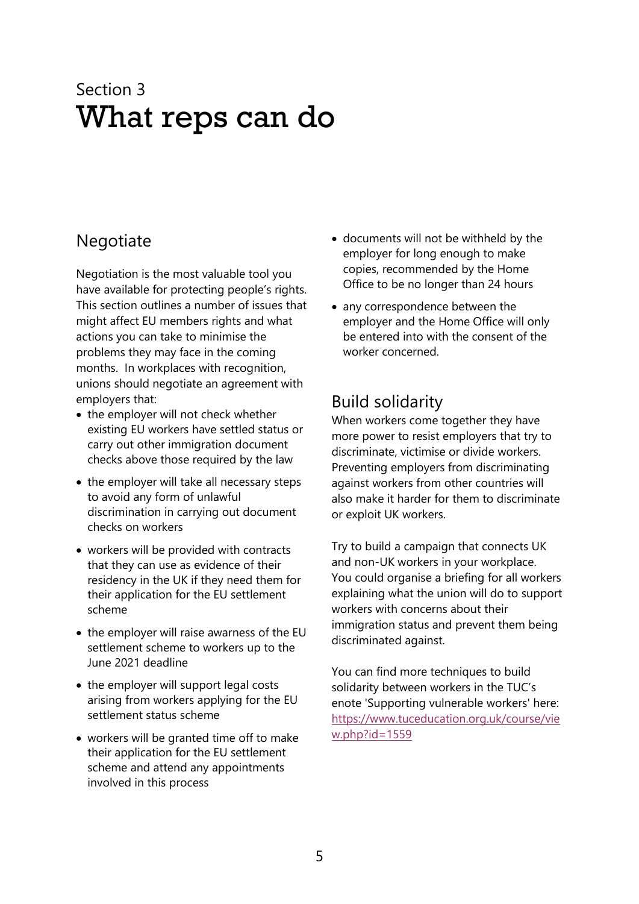Section 3

# What reps can do

## Negotiate

Negotiation is the most valuable tool you have available for protecting people's rights. This section outlines a number of issues that might affect EU members rights and what actions you can take to minimise the problems they may face in the coming months. In workplaces with recognition, unions should negotiate an agreement with employers that:

- the employer will not check whether existing EU workers have settled status or carry out other immigration document checks above those required by the law
- the employer will take all necessary steps to avoid any form of unlawful discrimination in carrying out document checks on workers
- workers will be provided with contracts that they can use as evidence of their residency in the UK if they need them for their application for the EU settlement scheme
- the employer will raise awarness of the EU settlement scheme to workers up to the June 2021 deadline
- the employer will support legal costs arising from workers applying for the EU settlement status scheme
- workers will be granted time off to make their application for the EU settlement scheme and attend any appointments involved in this process
- documents will not be withheld by the employer for long enough to make copies, recommended by the Home Office to be no longer than 24 hours
- any correspondence between the employer and the Home Office will only be entered into with the consent of the worker concerned.

## Build solidarity

When workers come together they have more power to resist employers that try to discriminate, victimise or divide workers. Preventing employers from discriminating against workers from other countries will also make it harder for them to discriminate or exploit UK workers.

Try to build a campaign that connects UK and non-UK workers in your workplace. You could organise a briefing for all workers explaining what the union will do to support workers with concerns about their immigration status and prevent them being discriminated against.

You can find more techniques to build solidarity between workers in the TUC's enote 'Supporting vulnerable workers' here: https://www.tuceducation.org.uk/course/view.php?id=1559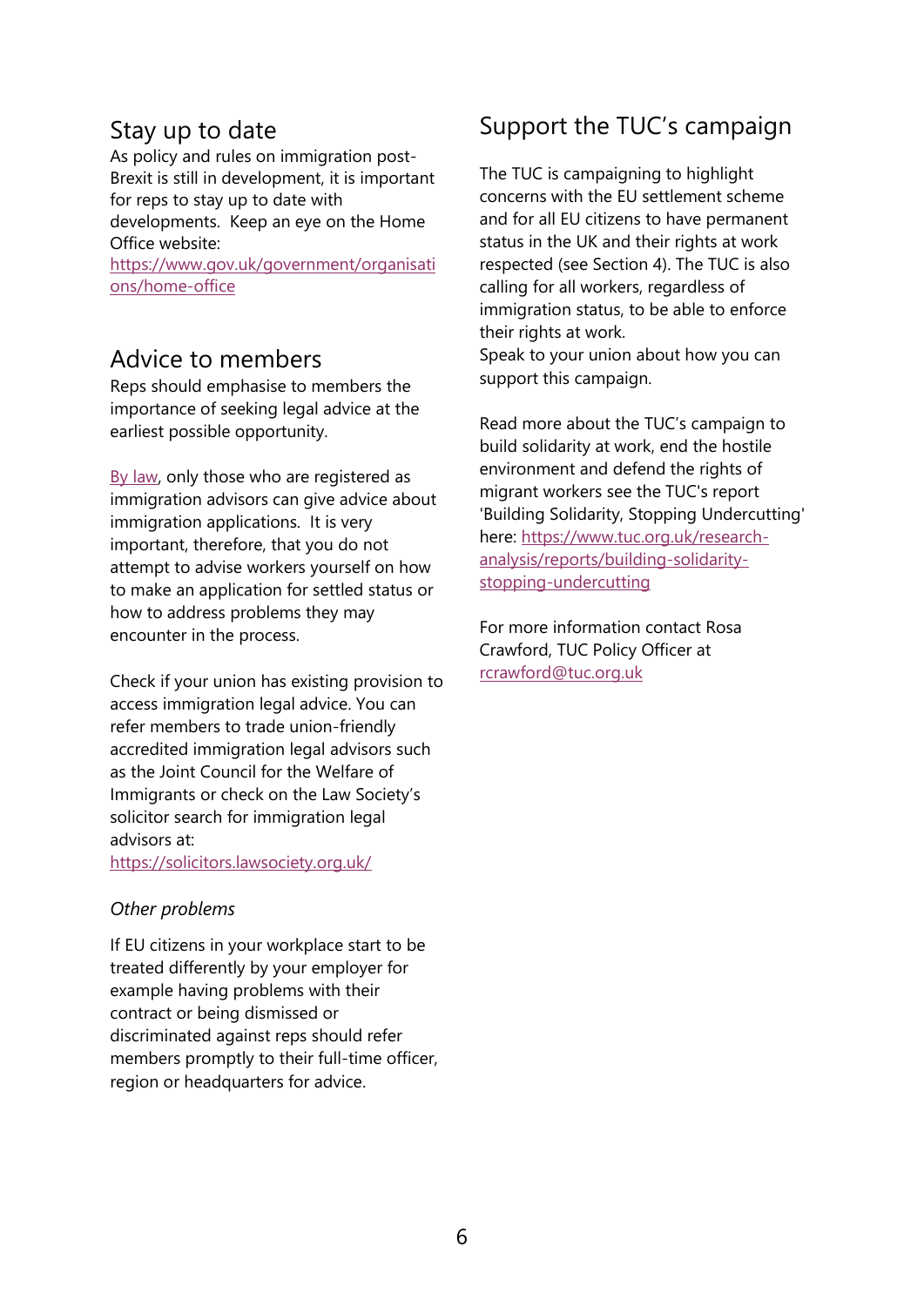## Stay up to date

As policy and rules on immigration post-Brexit is still in development, it is important for reps to stay up to date with developments. Keep an eye on the Home Office website: https://www.gov.uk/government/organisations/home-office

## Advice to members

Reps should emphasise to members the importance of seeking legal advice at the earliest possible opportunity.

By law, only those who are registered as immigration advisors can give advice about immigration applications. It is very important, therefore, that you do not attempt to advise workers yourself on how to make an application for settled status or how to address problems they may encounter in the process.

Check if your union has existing provision to access immigration legal advice. You can refer members to trade union-friendly accredited immigration legal advisors such as the Joint Council for the Welfare of Immigrants or check on the Law Society's solicitor search for immigration legal advisors at: https://solicitors.lawsociety.org.uk/

### *Other problems*

If EU citizens in your workplace start to be treated differently by your employer for example having problems with their contract or being dismissed or discriminated against reps should refer members promptly to their full-time officer, region or headquarters for advice.

## Support the TUC's campaign

The TUC is campaigning to highlight concerns with the EU settlement scheme and for all EU citizens to have permanent status in the UK and their rights at work respected (see Section 4). The TUC is also calling for all workers, regardless of immigration status, to be able to enforce their rights at work.
Speak to your union about how you can support this campaign.

Read more about the TUC's campaign to build solidarity at work, end the hostile environment and defend the rights of migrant workers see the TUC's report 'Building Solidarity, Stopping Undercutting' here: https://www.tuc.org.uk/research-analysis/reports/building-solidarity-stopping-undercutting

For more information contact Rosa Crawford, TUC Policy Officer at rcrawford@tuc.org.uk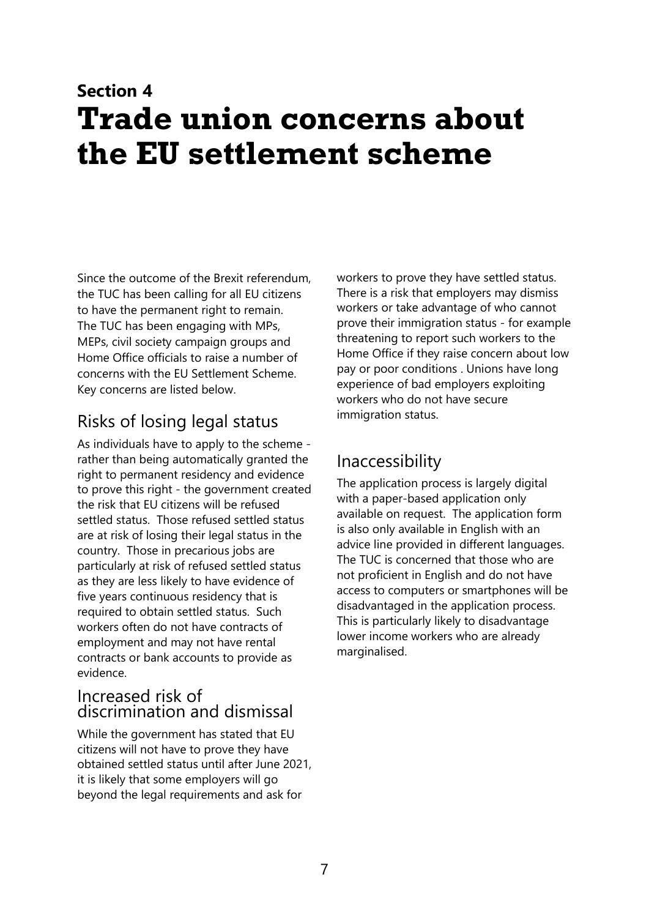## Section 4

# Trade union concerns about the EU settlement scheme

Since the outcome of the Brexit referendum, the TUC has been calling for all EU citizens to have the permanent right to remain. The TUC has been engaging with MPs, MEPs, civil society campaign groups and Home Office officials to raise a number of concerns with the EU Settlement Scheme. Key concerns are listed below.

### Risks of losing legal status

As individuals have to apply to the scheme - rather than being automatically granted the right to permanent residency and evidence to prove this right - the government created the risk that EU citizens will be refused settled status. Those refused settled status are at risk of losing their legal status in the country. Those in precarious jobs are particularly at risk of refused settled status as they are less likely to have evidence of five years continuous residency that is required to obtain settled status. Such workers often do not have contracts of employment and may not have rental contracts or bank accounts to provide as evidence.

### Increased risk of discrimination and dismissal

While the government has stated that EU citizens will not have to prove they have obtained settled status until after June 2021, it is likely that some employers will go beyond the legal requirements and ask for workers to prove they have settled status. There is a risk that employers may dismiss workers or take advantage of who cannot prove their immigration status - for example threatening to report such workers to the Home Office if they raise concern about low pay or poor conditions . Unions have long experience of bad employers exploiting workers who do not have secure immigration status.

### Inaccessibility

The application process is largely digital with a paper-based application only available on request. The application form is also only available in English with an advice line provided in different languages. The TUC is concerned that those who are not proficient in English and do not have access to computers or smartphones will be disadvantaged in the application process. This is particularly likely to disadvantage lower income workers who are already marginalised.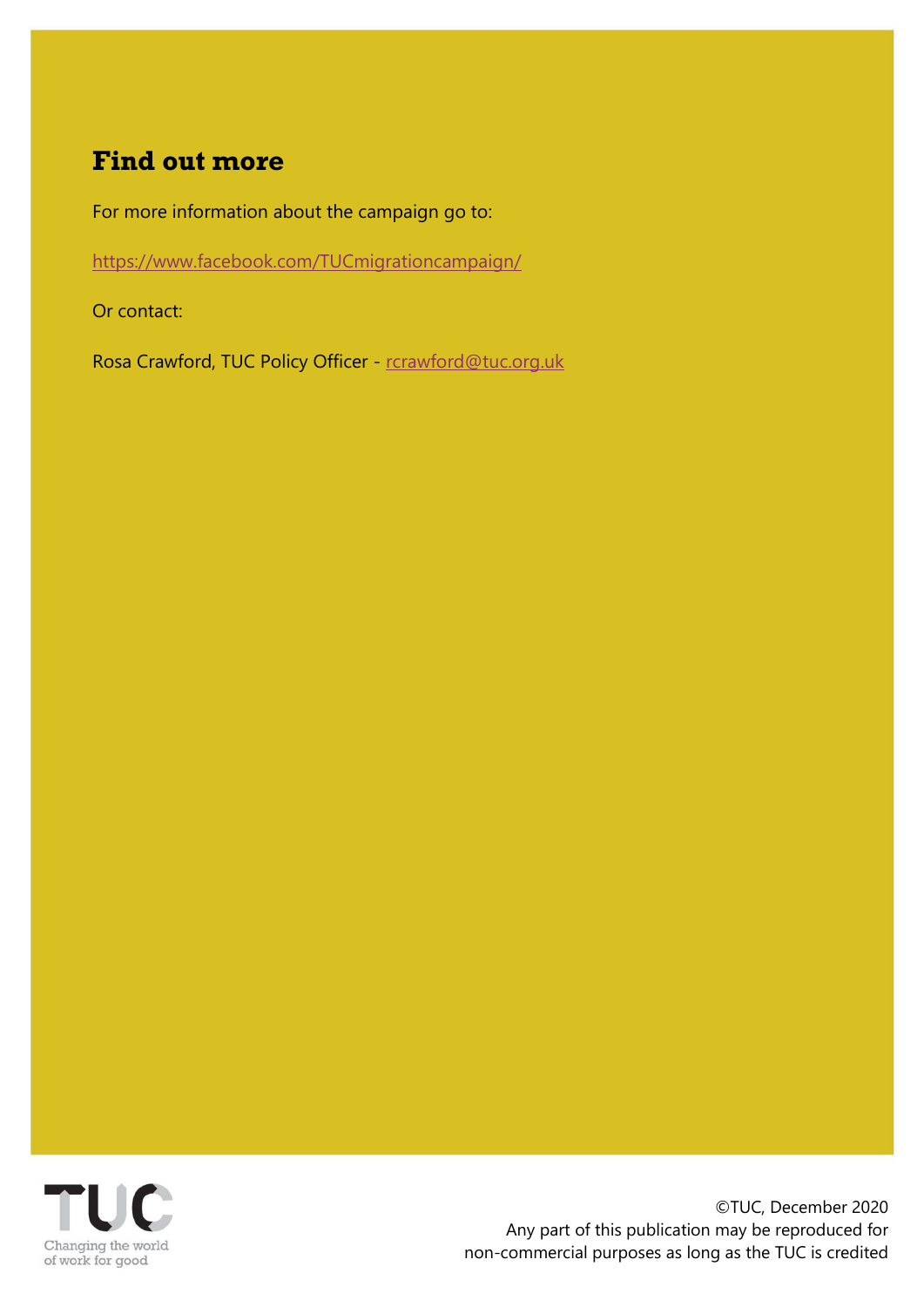## Find out more

For more information about the campaign go to:

https://www.facebook.com/TUCmigrationcampaign/

Or contact:

Rosa Crawford, TUC Policy Officer - rcrawford@tuc.org.uk

TUC

Changing the world of work for good

©TUC, December 2020
Any part of this publication may be reproduced for non-commercial purposes as long as the TUC is credited